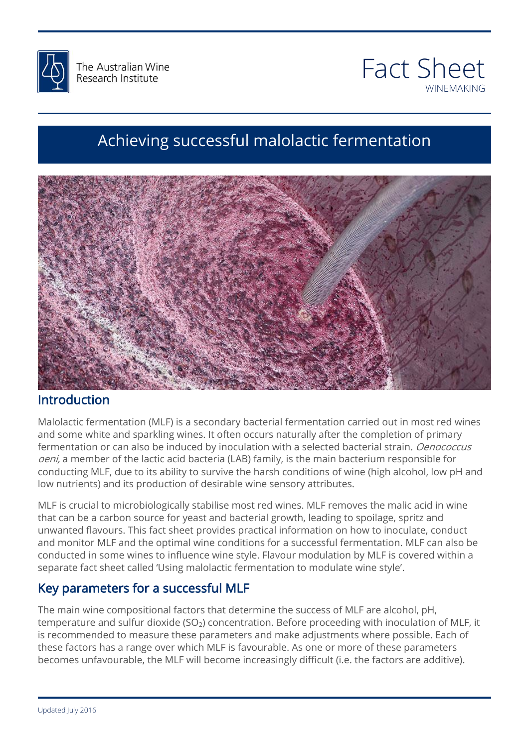The Australian Wine Research Institute

# Fact Sheet

WINEMAKING

# Achieving successful malolactic fermentation

## Introduction

Malolactic fermentation (MLF) is a secondary bacterial fermentation carried out in most red wines and some white and sparkling wines. It often occurs naturally after the completion of primary fermentation or can also be induced by inoculation with a selected bacterial strain. *Oenococcus oeni,* a member of the lactic acid bacteria (LAB) family, is the main bacterium responsible for conducting MLF, due to its ability to survive the harsh conditions of wine (high alcohol, low pH and low nutrients) and its production of desirable wine sensory attributes.

MLF is crucial to microbiologically stabilise most red wines. MLF removes the malic acid in wine that can be a carbon source for yeast and bacterial growth, leading to spoilage, spritz and unwanted flavours. This fact sheet provides practical information on how to inoculate, conduct and monitor MLF and the optimal wine conditions for a successful fermentation. MLF can also be conducted in some wines to influence wine style. Flavour modulation by MLF is covered within a separate fact sheet called 'Using malolactic fermentation to modulate wine style'.

## Key parameters for a successful MLF

The main wine compositional factors that determine the success of MLF are alcohol, pH, temperature and sulfur dioxide ($SO_2$) concentration. Before proceeding with inoculation of MLF, it is recommended to measure these parameters and make adjustments where possible. Each of these factors has a range over which MLF is favourable. As one or more of these parameters becomes unfavourable, the MLF will become increasingly difficult (i.e. the factors are additive).

Updated July 2016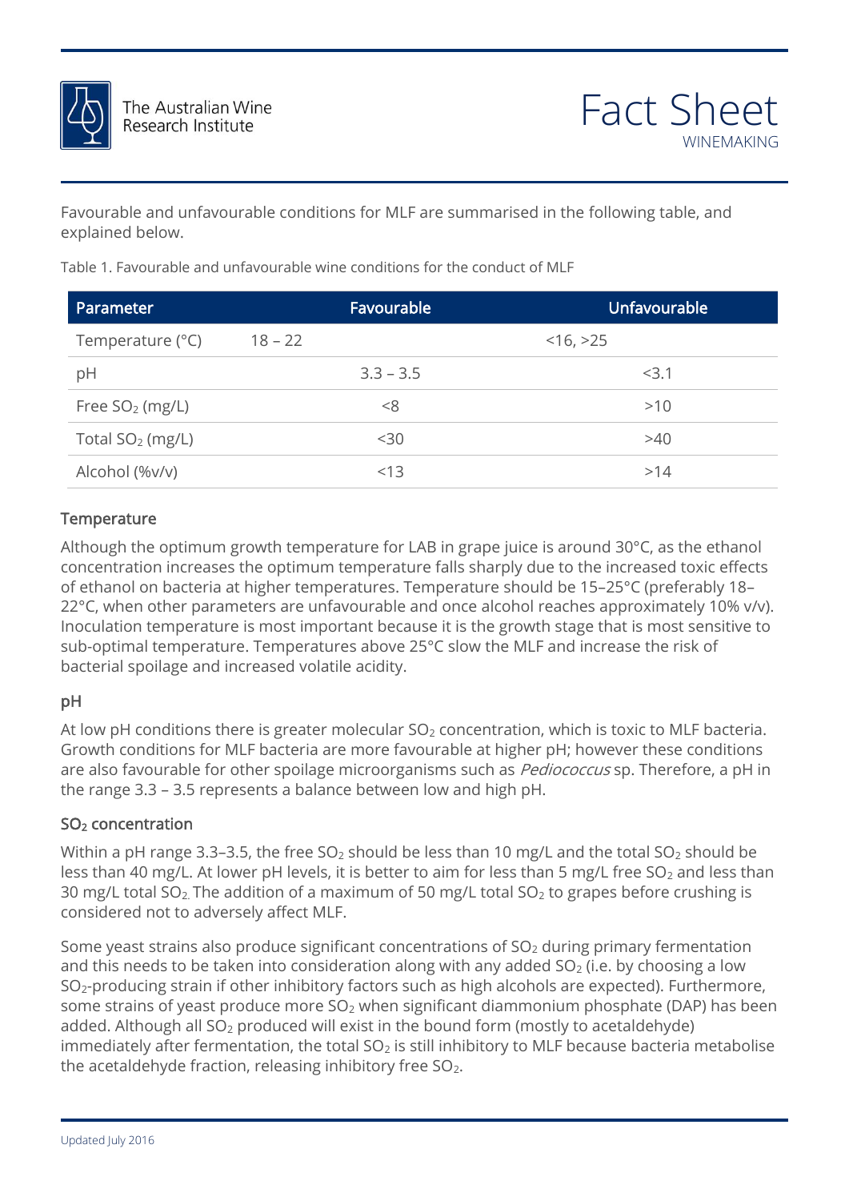Favourable and unfavourable conditions for MLF are summarised in the following table, and explained below.

Table 1. Favourable and unfavourable wine conditions for the conduct of MLF

| Parameter | Favourable | Unfavourable |
|---|---|---|
| Temperature (°C) | 18 – 22 | <16, >25 |
| pH | 3.3 – 3.5 | <3.1 |
| Free $SO_2$ (mg/L) | <8 | >10 |
| Total $SO_2$ (mg/L) | <30 | >40 |
| Alcohol (%v/v) | <13 | >14 |

### Temperature

Although the optimum growth temperature for LAB in grape juice is around 30°C, as the ethanol concentration increases the optimum temperature falls sharply due to the increased toxic effects of ethanol on bacteria at higher temperatures. Temperature should be 15–25°C (preferably 18–22°C, when other parameters are unfavourable and once alcohol reaches approximately 10% v/v). Inoculation temperature is most important because it is the growth stage that is most sensitive to sub-optimal temperature. Temperatures above 25°C slow the MLF and increase the risk of bacterial spoilage and increased volatile acidity.

### pH

At low pH conditions there is greater molecular $SO_2$ concentration, which is toxic to MLF bacteria. Growth conditions for MLF bacteria are more favourable at higher pH; however these conditions are also favourable for other spoilage microorganisms such as *Pediococcus* sp. Therefore, a pH in the range 3.3 – 3.5 represents a balance between low and high pH.

### $SO_2$ concentration

Within a pH range 3.3–3.5, the free $SO_2$ should be less than 10 mg/L and the total $SO_2$ should be less than 40 mg/L. At lower pH levels, it is better to aim for less than 5 mg/L free $SO_2$ and less than 30 mg/L total $SO_2$. The addition of a maximum of 50 mg/L total $SO_2$ to grapes before crushing is considered not to adversely affect MLF.

Some yeast strains also produce significant concentrations of $SO_2$ during primary fermentation and this needs to be taken into consideration along with any added $SO_2$ (i.e. by choosing a low $SO_2$-producing strain if other inhibitory factors such as high alcohols are expected). Furthermore, some strains of yeast produce more $SO_2$ when significant diammonium phosphate (DAP) has been added. Although all $SO_2$ produced will exist in the bound form (mostly to acetaldehyde) immediately after fermentation, the total $SO_2$ is still inhibitory to MLF because bacteria metabolise the acetaldehyde fraction, releasing inhibitory free $SO_2$.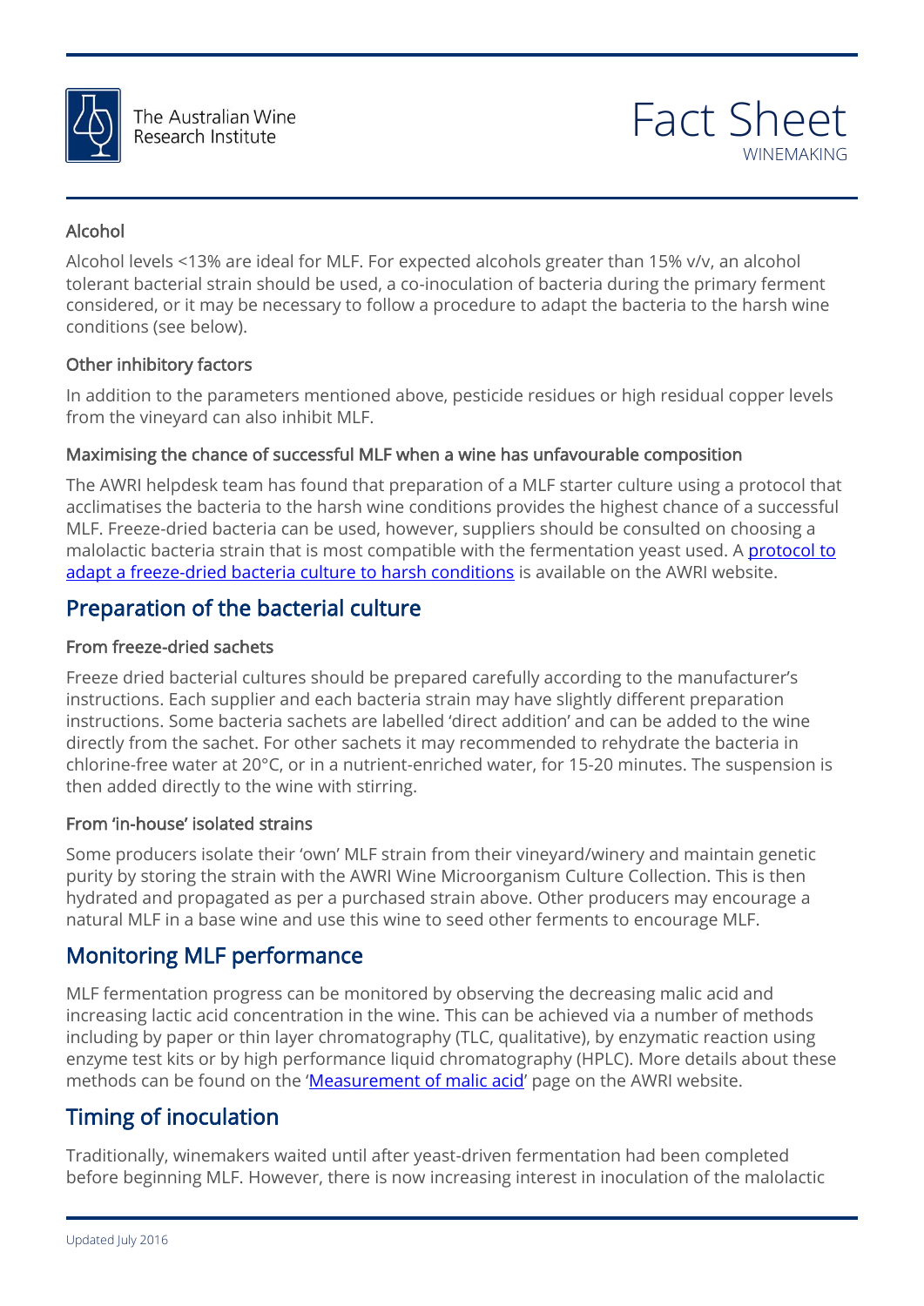#### Alcohol

Alcohol levels <13% are ideal for MLF. For expected alcohols greater than 15% v/v, an alcohol tolerant bacterial strain should be used, a co-inoculation of bacteria during the primary ferment considered, or it may be necessary to follow a procedure to adapt the bacteria to the harsh wine conditions (see below).

#### Other inhibitory factors

In addition to the parameters mentioned above, pesticide residues or high residual copper levels from the vineyard can also inhibit MLF.

#### Maximising the chance of successful MLF when a wine has unfavourable composition

The AWRI helpdesk team has found that preparation of a MLF starter culture using a protocol that acclimatises the bacteria to the harsh wine conditions provides the highest chance of a successful MLF. Freeze-dried bacteria can be used, however, suppliers should be consulted on choosing a malolactic bacteria strain that is most compatible with the fermentation yeast used. A protocol to adapt a freeze-dried bacteria culture to harsh conditions is available on the AWRI website.

## Preparation of the bacterial culture

#### From freeze-dried sachets

Freeze dried bacterial cultures should be prepared carefully according to the manufacturer's instructions. Each supplier and each bacteria strain may have slightly different preparation instructions. Some bacteria sachets are labelled 'direct addition' and can be added to the wine directly from the sachet. For other sachets it may recommended to rehydrate the bacteria in chlorine-free water at 20°C, or in a nutrient-enriched water, for 15-20 minutes. The suspension is then added directly to the wine with stirring.

#### From 'in-house' isolated strains

Some producers isolate their 'own' MLF strain from their vineyard/winery and maintain genetic purity by storing the strain with the AWRI Wine Microorganism Culture Collection. This is then hydrated and propagated as per a purchased strain above. Other producers may encourage a natural MLF in a base wine and use this wine to seed other ferments to encourage MLF.

## Monitoring MLF performance

MLF fermentation progress can be monitored by observing the decreasing malic acid and increasing lactic acid concentration in the wine. This can be achieved via a number of methods including by paper or thin layer chromatography (TLC, qualitative), by enzymatic reaction using enzyme test kits or by high performance liquid chromatography (HPLC). More details about these methods can be found on the 'Measurement of malic acid' page on the AWRI website.

## Timing of inoculation

Traditionally, winemakers waited until after yeast-driven fermentation had been completed before beginning MLF. However, there is now increasing interest in inoculation of the malolactic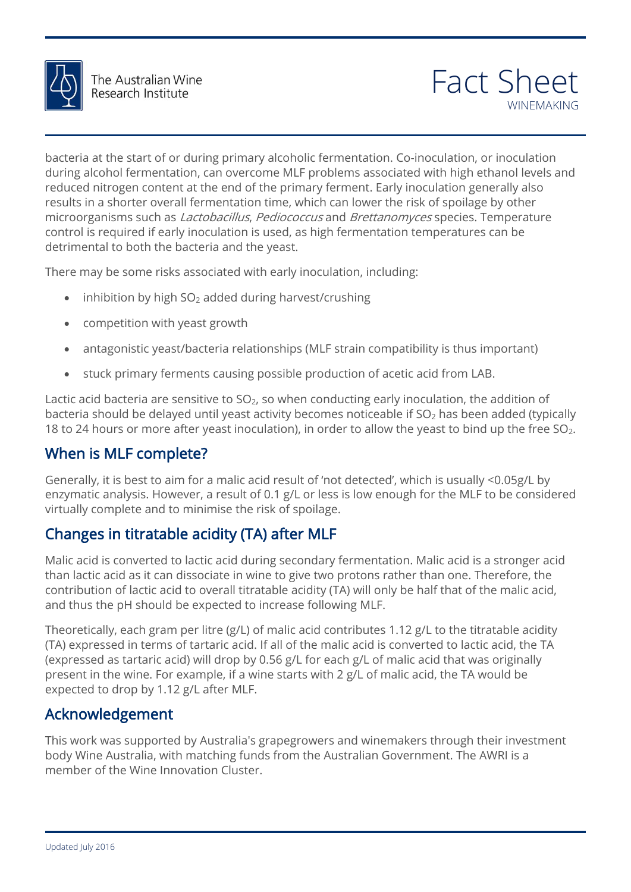bacteria at the start of or during primary alcoholic fermentation. Co-inoculation, or inoculation during alcohol fermentation, can overcome MLF problems associated with high ethanol levels and reduced nitrogen content at the end of the primary ferment. Early inoculation generally also results in a shorter overall fermentation time, which can lower the risk of spoilage by other microorganisms such as *Lactobacillus*, *Pediococcus* and *Brettanomyces* species. Temperature control is required if early inoculation is used, as high fermentation temperatures can be detrimental to both the bacteria and the yeast.

There may be some risks associated with early inoculation, including:

- inhibition by high $SO_2$ added during harvest/crushing
- competition with yeast growth
- antagonistic yeast/bacteria relationships (MLF strain compatibility is thus important)
- stuck primary ferments causing possible production of acetic acid from LAB.

Lactic acid bacteria are sensitive to $SO_2$, so when conducting early inoculation, the addition of bacteria should be delayed until yeast activity becomes noticeable if $SO_2$ has been added (typically 18 to 24 hours or more after yeast inoculation), in order to allow the yeast to bind up the free $SO_2$.

## When is MLF complete?

Generally, it is best to aim for a malic acid result of 'not detected', which is usually <0.05g/L by enzymatic analysis. However, a result of 0.1 g/L or less is low enough for the MLF to be considered virtually complete and to minimise the risk of spoilage.

## Changes in titratable acidity (TA) after MLF

Malic acid is converted to lactic acid during secondary fermentation. Malic acid is a stronger acid than lactic acid as it can dissociate in wine to give two protons rather than one. Therefore, the contribution of lactic acid to overall titratable acidity (TA) will only be half that of the malic acid, and thus the pH should be expected to increase following MLF.

Theoretically, each gram per litre (g/L) of malic acid contributes 1.12 g/L to the titratable acidity (TA) expressed in terms of tartaric acid. If all of the malic acid is converted to lactic acid, the TA (expressed as tartaric acid) will drop by 0.56 g/L for each g/L of malic acid that was originally present in the wine. For example, if a wine starts with 2 g/L of malic acid, the TA would be expected to drop by 1.12 g/L after MLF.

## Acknowledgement

This work was supported by Australia's grapegrowers and winemakers through their investment body Wine Australia, with matching funds from the Australian Government. The AWRI is a member of the Wine Innovation Cluster.

Updated July 2016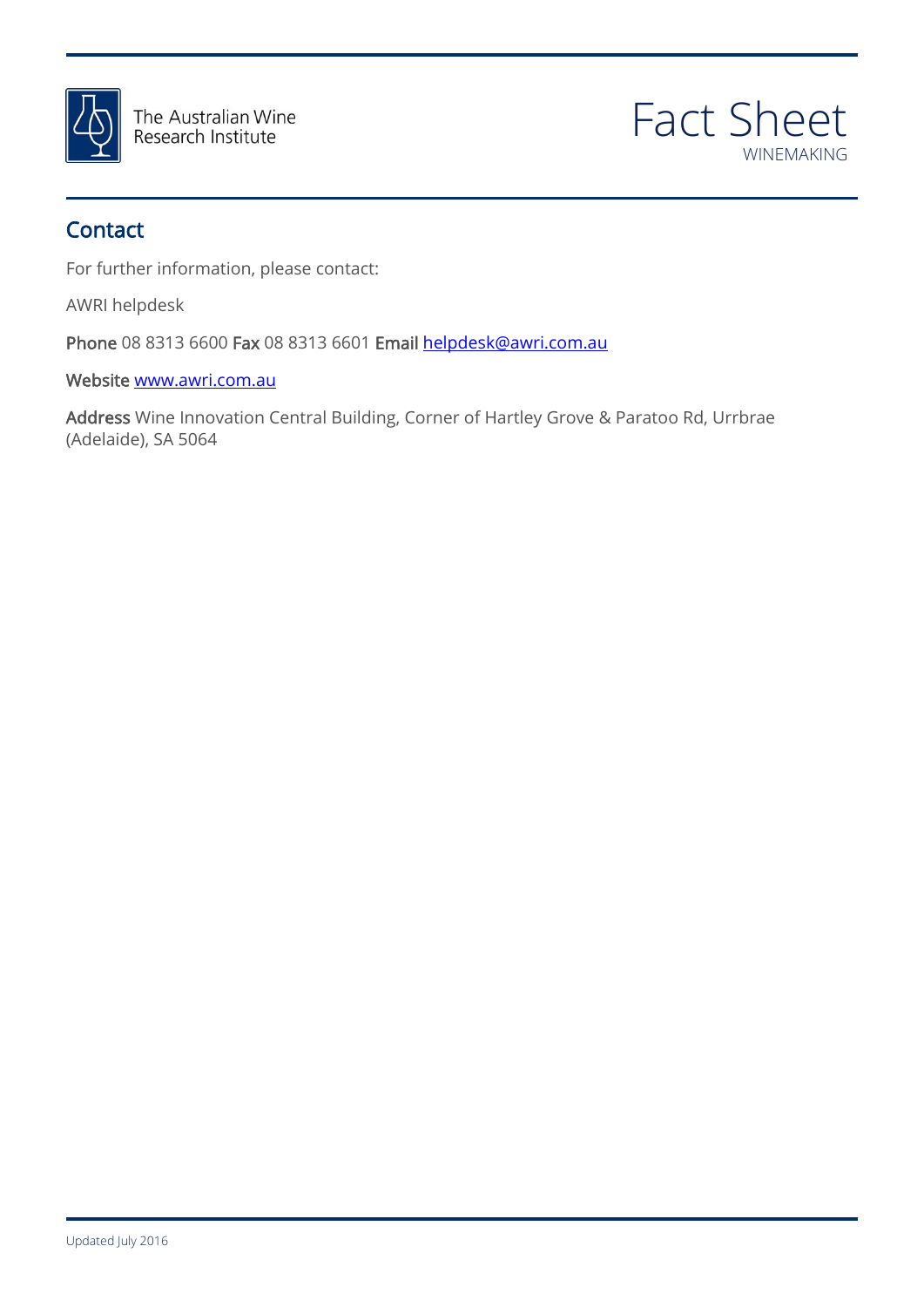## Contact

For further information, please contact:

AWRI helpdesk

**Phone** 08 8313 6600 **Fax** 08 8313 6601 **Email** helpdesk@awri.com.au

**Website** www.awri.com.au

**Address** Wine Innovation Central Building, Corner of Hartley Grove & Paratoo Rd, Urrbrae (Adelaide), SA 5064